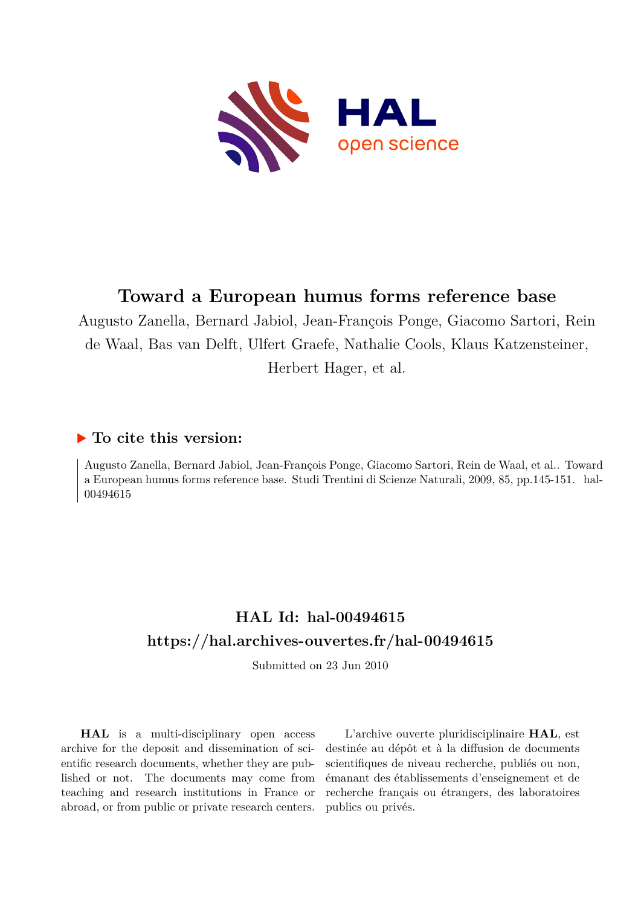# Toward a European humus forms reference base

Augusto Zanella, Bernard Jabiol, Jean-François Ponge, Giacomo Sartori, Rein de Waal, Bas van Delft, Ulfert Graefe, Nathalie Cools, Klaus Katzensteiner, Herbert Hager, et al.

## To cite this version:

Augusto Zanella, Bernard Jabiol, Jean-François Ponge, Giacomo Sartori, Rein de Waal, et al.. Toward a European humus forms reference base. Studi Trentini di Scienze Naturali, 2009, 85, pp.145-151. hal-00494615

## HAL Id: hal-00494615

## https://hal.archives-ouvertes.fr/hal-00494615

Submitted on 23 Jun 2010

**HAL** is a multi-disciplinary open access archive for the deposit and dissemination of scientific research documents, whether they are published or not. The documents may come from teaching and research institutions in France or abroad, or from public or private research centers.

L'archive ouverte pluridisciplinaire **HAL**, est destinée au dépôt et à la diffusion de documents scientifiques de niveau recherche, publiés ou non, émanant des établissements d'enseignement et de recherche français ou étrangers, des laboratoires publics ou privés.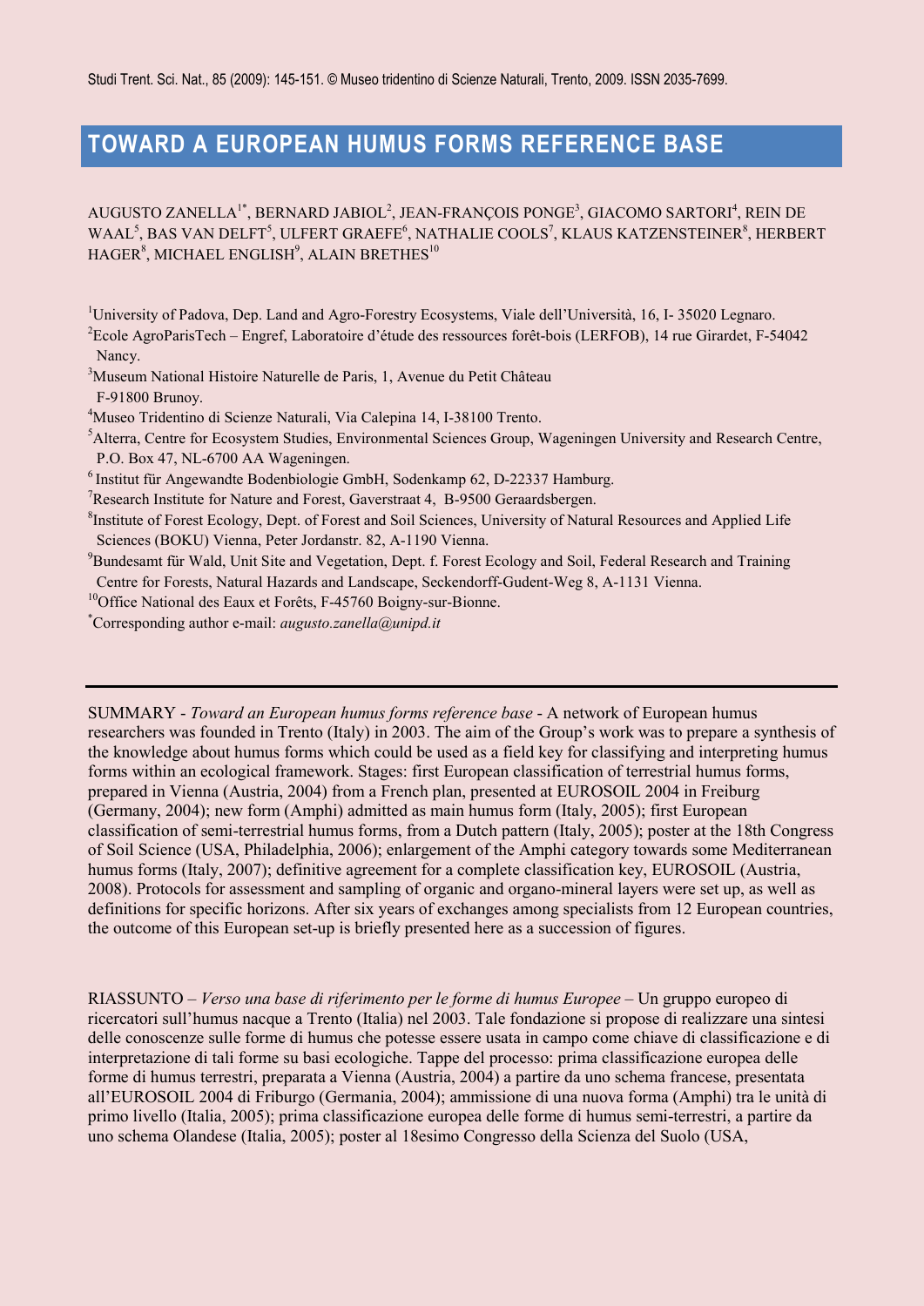# TOWARD A EUROPEAN HUMUS FORMS REFERENCE BASE

AUGUSTO ZANELLA[1*], BERNARD JABIOL[2], JEAN-FRANÇOIS PONGE[3], GIACOMO SARTORI[4], REIN DE WAAL[5], BAS VAN DELFT[5], ULFERT GRAEFE[6], NATHALIE COOLS[7], KLAUS KATZENSTEINER[8], HERBERT HAGER[8], MICHAEL ENGLISH[9], ALAIN BRETHES[10]

[1]University of Padova, Dep. Land and Agro-Forestry Ecosystems, Viale dell'Università, 16, I- 35020 Legnaro.
[2]Ecole AgroParisTech – Engref, Laboratoire d'étude des ressources forêt-bois (LERFOB), 14 rue Girardet, F-54042 Nancy.
[3]Museum National Histoire Naturelle de Paris, 1, Avenue du Petit Château F-91800 Brunoy.
[4]Museo Tridentino di Scienze Naturali, Via Calepina 14, I-38100 Trento.
[5]Alterra, Centre for Ecosystem Studies, Environmental Sciences Group, Wageningen University and Research Centre, P.O. Box 47, NL-6700 AA Wageningen.
[6]Institut für Angewandte Bodenbiologie GmbH, Sodenkamp 62, D-22337 Hamburg.
[7]Research Institute for Nature and Forest, Gaverstraat 4, B-9500 Geraardsbergen.
[8]Institute of Forest Ecology, Dept. of Forest and Soil Sciences, University of Natural Resources and Applied Life Sciences (BOKU) Vienna, Peter Jordanstr. 82, A-1190 Vienna.
[9]Bundesamt für Wald, Unit Site and Vegetation, Dept. f. Forest Ecology and Soil, Federal Research and Training Centre for Forests, Natural Hazards and Landscape, Seckendorff-Gudent-Weg 8, A-1131 Vienna.
[10]Office National des Eaux et Forêts, F-45760 Boigny-sur-Bionne.
[*]Corresponding author e-mail: *augusto.zanella@unipd.it*

---

SUMMARY - *Toward an European humus forms reference base* - A network of European humus researchers was founded in Trento (Italy) in 2003. The aim of the Group's work was to prepare a synthesis of the knowledge about humus forms which could be used as a field key for classifying and interpreting humus forms within an ecological framework. Stages: first European classification of terrestrial humus forms, prepared in Vienna (Austria, 2004) from a French plan, presented at EUROSOIL 2004 in Freiburg (Germany, 2004); new form (Amphi) admitted as main humus form (Italy, 2005); first European classification of semi-terrestrial humus forms, from a Dutch pattern (Italy, 2005); poster at the 18th Congress of Soil Science (USA, Philadelphia, 2006); enlargement of the Amphi category towards some Mediterranean humus forms (Italy, 2007); definitive agreement for a complete classification key, EUROSOIL (Austria, 2008). Protocols for assessment and sampling of organic and organo-mineral layers were set up, as well as definitions for specific horizons. After six years of exchanges among specialists from 12 European countries, the outcome of this European set-up is briefly presented here as a succession of figures.

RIASSUNTO – *Verso una base di riferimento per le forme di humus Europee* – Un gruppo europeo di ricercatori sull'humus nacque a Trento (Italia) nel 2003. Tale fondazione si propose di realizzare una sintesi delle conoscenze sulle forme di humus che potesse essere usata in campo come chiave di classificazione e di interpretazione di tali forme su basi ecologiche. Tappe del processo: prima classificazione europea delle forme di humus terrestri, preparata a Vienna (Austria, 2004) a partire da uno schema francese, presentata all'EUROSOIL 2004 di Friburgo (Germania, 2004); ammissione di una nuova forma (Amphi) tra le unità di primo livello (Italia, 2005); prima classificazione europea delle forme di humus semi-terrestri, a partire da uno schema Olandese (Italia, 2005); poster al 18esimo Congresso della Scienza del Suolo (USA,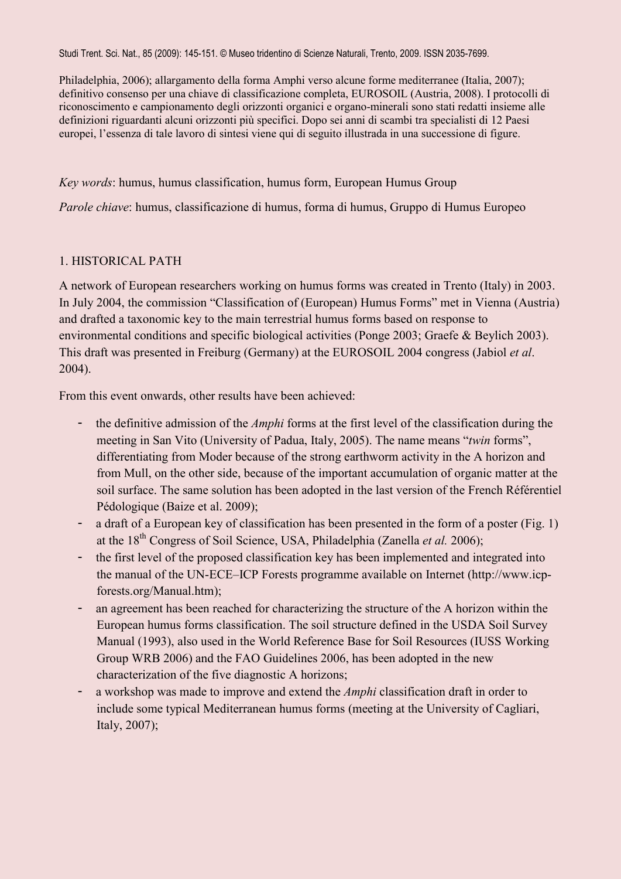Philadelphia, 2006); allargamento della forma Amphi verso alcune forme mediterranee (Italia, 2007); definitivo consenso per una chiave di classificazione completa, EUROSOIL (Austria, 2008). I protocolli di riconoscimento e campionamento degli orizzonti organici e organo-minerali sono stati redatti insieme alle definizioni riguardanti alcuni orizzonti più specifici. Dopo sei anni di scambi tra specialisti di 12 Paesi europei, l'essenza di tale lavoro di sintesi viene qui di seguito illustrada in una successione di figure.

*Key words*: humus, humus classification, humus form, European Humus Group

*Parole chiave*: humus, classificazione di humus, forma di humus, Gruppo di Humus Europeo

## 1. HISTORICAL PATH

A network of European researchers working on humus forms was created in Trento (Italy) in 2003. In July 2004, the commission "Classification of (European) Humus Forms" met in Vienna (Austria) and drafted a taxonomic key to the main terrestrial humus forms based on response to environmental conditions and specific biological activities (Ponge 2003; Graefe & Beylich 2003). This draft was presented in Freiburg (Germany) at the EUROSOIL 2004 congress (Jabiol *et al*. 2004).

From this event onwards, other results have been achieved:

- the definitive admission of the *Amphi* forms at the first level of the classification during the meeting in San Vito (University of Padua, Italy, 2005). The name means "*twin* forms", differentiating from Moder because of the strong earthworm activity in the A horizon and from Mull, on the other side, because of the important accumulation of organic matter at the soil surface. The same solution has been adopted in the last version of the French Référentiel Pédologique (Baize et al. 2009);
- a draft of a European key of classification has been presented in the form of a poster (Fig. 1) at the 18th Congress of Soil Science, USA, Philadelphia (Zanella *et al.* 2006);
- the first level of the proposed classification key has been implemented and integrated into the manual of the UN-ECE–ICP Forests programme available on Internet (http://www.icp-forests.org/Manual.htm);
- an agreement has been reached for characterizing the structure of the A horizon within the European humus forms classification. The soil structure defined in the USDA Soil Survey Manual (1993), also used in the World Reference Base for Soil Resources (IUSS Working Group WRB 2006) and the FAO Guidelines 2006, has been adopted in the new characterization of the five diagnostic A horizons;
- a workshop was made to improve and extend the *Amphi* classification draft in order to include some typical Mediterranean humus forms (meeting at the University of Cagliari, Italy, 2007);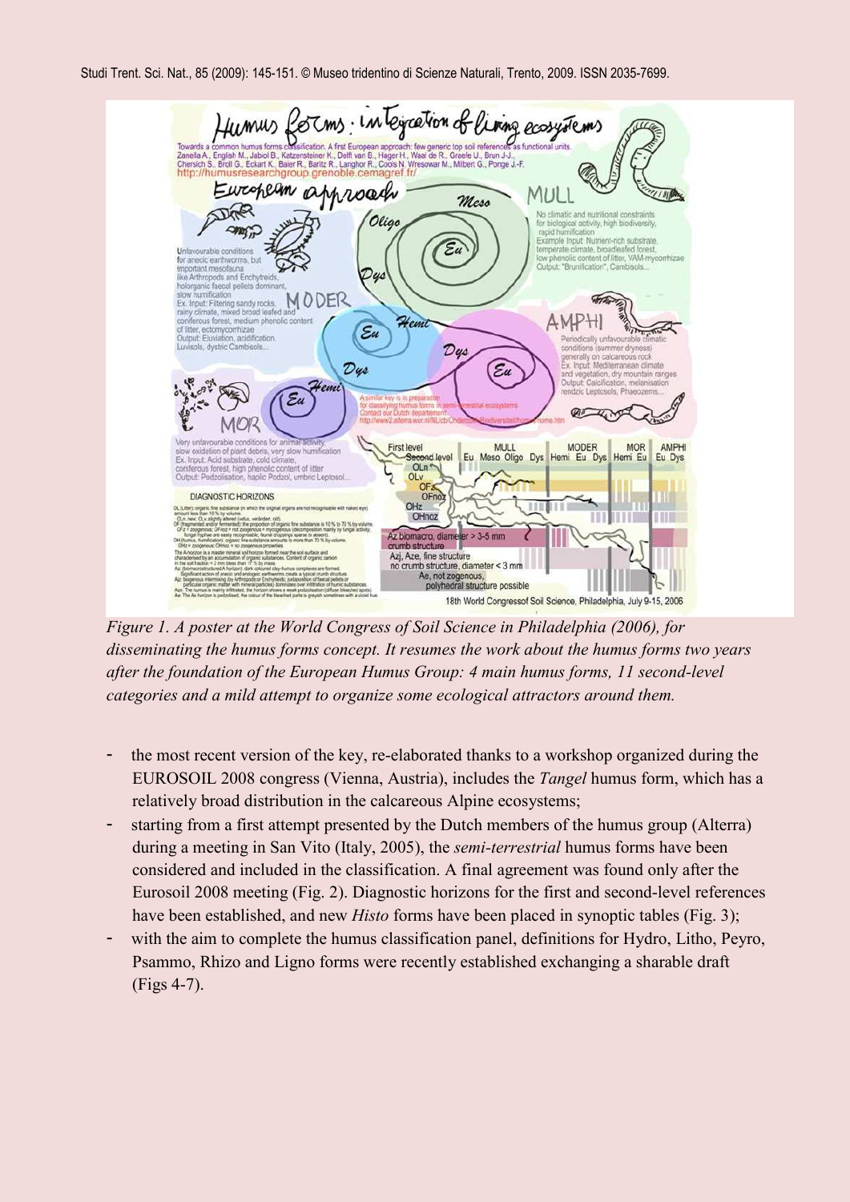*Figure 1. A poster at the World Congress of Soil Science in Philadelphia (2006), for disseminating the humus forms concept. It resumes the work about the humus forms two years after the foundation of the European Humus Group: 4 main humus forms, 11 second-level categories and a mild attempt to organize some ecological attractors around them.*

- the most recent version of the key, re-elaborated thanks to a workshop organized during the EUROSOIL 2008 congress (Vienna, Austria), includes the *Tangel* humus form, which has a relatively broad distribution in the calcareous Alpine ecosystems;
- starting from a first attempt presented by the Dutch members of the humus group (Alterra) during a meeting in San Vito (Italy, 2005), the *semi-terrestrial* humus forms have been considered and included in the classification. A final agreement was found only after the Eurosoil 2008 meeting (Fig. 2). Diagnostic horizons for the first and second-level references have been established, and new *Histo* forms have been placed in synoptic tables (Fig. 3);
- with the aim to complete the humus classification panel, definitions for Hydro, Litho, Peyro, Psammo, Rhizo and Ligno forms were recently established exchanging a sharable draft (Figs 4-7).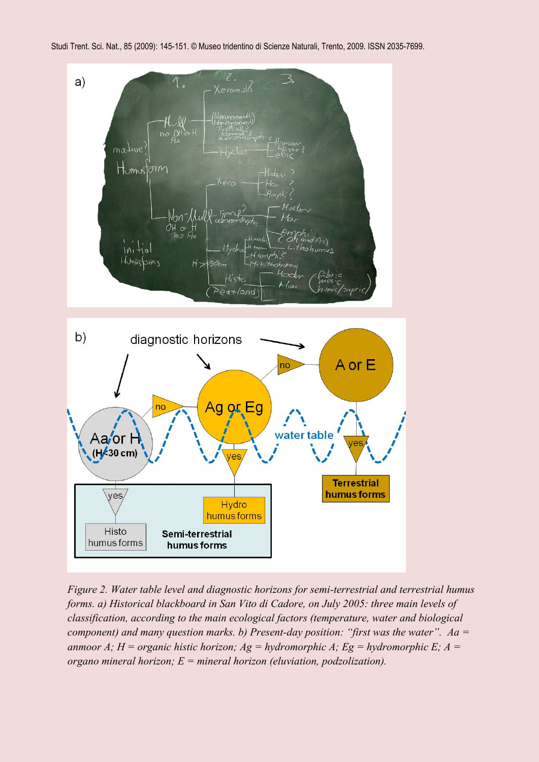*Figure 2. Water table level and diagnostic horizons for semi-terrestrial and terrestrial humus forms. a) Historical blackboard in San Vito di Cadore, on July 2005: three main levels of classification, according to the main ecological factors (temperature, water and biological component) and many question marks. b) Present-day position: "first was the water". Aa = anmoor A; H = organic histic horizon; Ag = hydromorphic A; Eg = hydromorphic E; A = organo mineral horizon; E = mineral horizon (eluviation, podzolization).*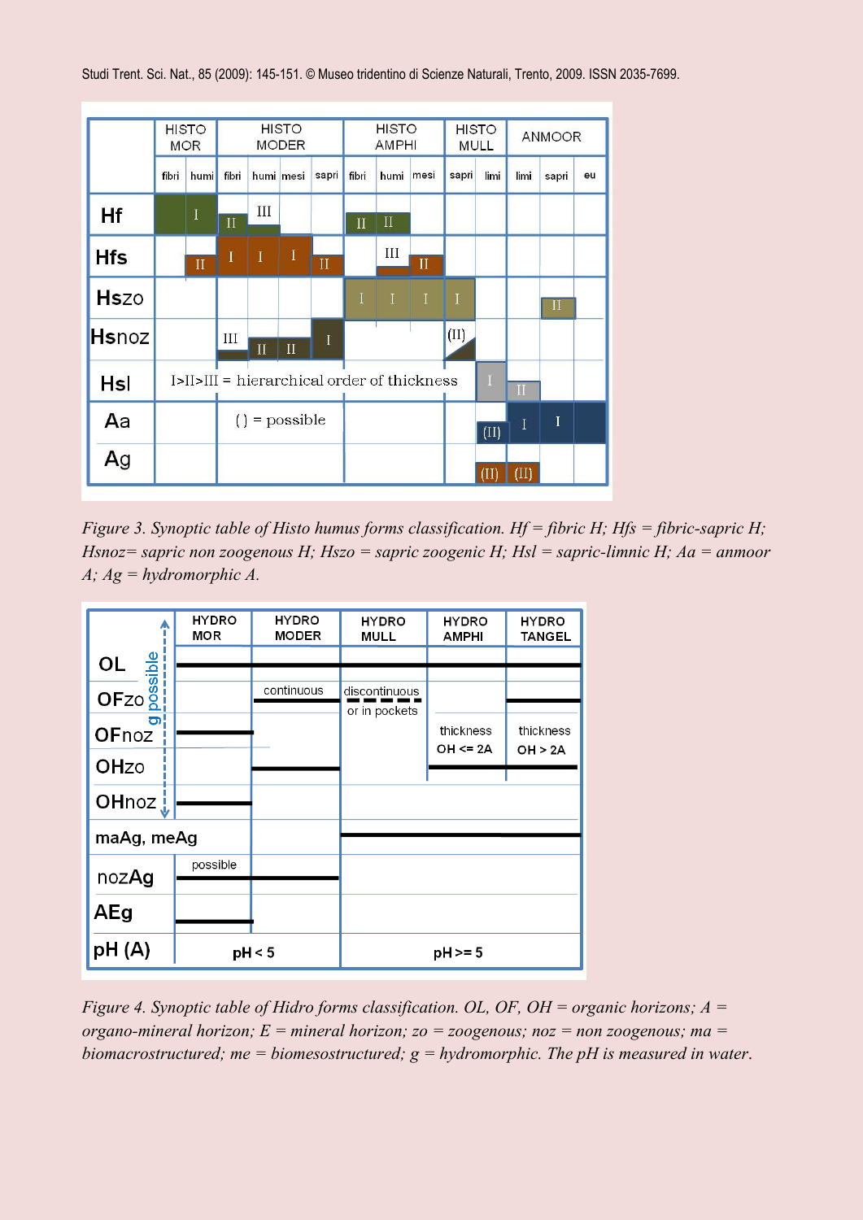| | HISTO MOR | | HISTO MODER | | | | HISTO AMPHI | | | HISTO MULL | | ANMOOR | | |
|---|---|---|---|---|---|---|---|---|---|---|---|---|---|---|
| | fibri | humi | fibri | humi | mesi | sapri | fibri | humi | mesi | sapri | limi | limi | sapri | eu |
| **Hf** | I | I | II | III | | | II | II | | | | | | |
| **Hfs** | | II | I | I | I | II | | III | II | | | | | |
| **Hszo** | | | | | | | I | I | I | I | | | II | |
| **Hsnoz** | | | III | II | II | I | | | | (II) | | | | |
| **Hsl** | | | | | | | | | | | I | II | | |
| **Aa** | | | | | | | | | | | (II) | I | I | I |
| **Ag** | | | | | | | | | | | (II) | (II) | | |

I>II>III = hierarchical order of thickness

( ) = possible

*Figure 3. Synoptic table of Histo humus forms classification. Hf = fibric H; Hfs = fibric-sapric H; Hsnoz= sapric non zoogenous H; Hszo = sapric zoogenic H; Hsl = sapric-limnic H; Aa = anmoor A; Ag = hydromorphic A.*

| | HYDRO MOR | HYDRO MODER | HYDRO MULL | HYDRO AMPHI | HYDRO TANGEL |
|---|---|---|---|---|---|
| **OL** (g possible) | present | present | present | present | present |
| **OFzo** (g possible) | | continuous | discontinuous or in pockets | | present |
| **OFnoz** (g possible) | present | | | | |
| **OHzo** (g possible) | | present | | thickness OH <= 2A | thickness OH > 2A |
| **OHnoz** (g possible) | present | | | | |
| **maAg, meAg** | | | present | present | present |
| **nozAg** | possible | present | | | |
| **AEg** | present | | | | |
| **pH (A)** | pH < 5 | pH < 5 | pH >= 5 | pH >= 5 | pH >= 5 |

*Figure 4. Synoptic table of Hidro forms classification. OL, OF, OH = organic horizons; A = organo-mineral horizon; E = mineral horizon; zo = zoogenous; noz = non zoogenous; ma = biomacrostructured; me = biomesostructured; g = hydromorphic. The pH is measured in water.*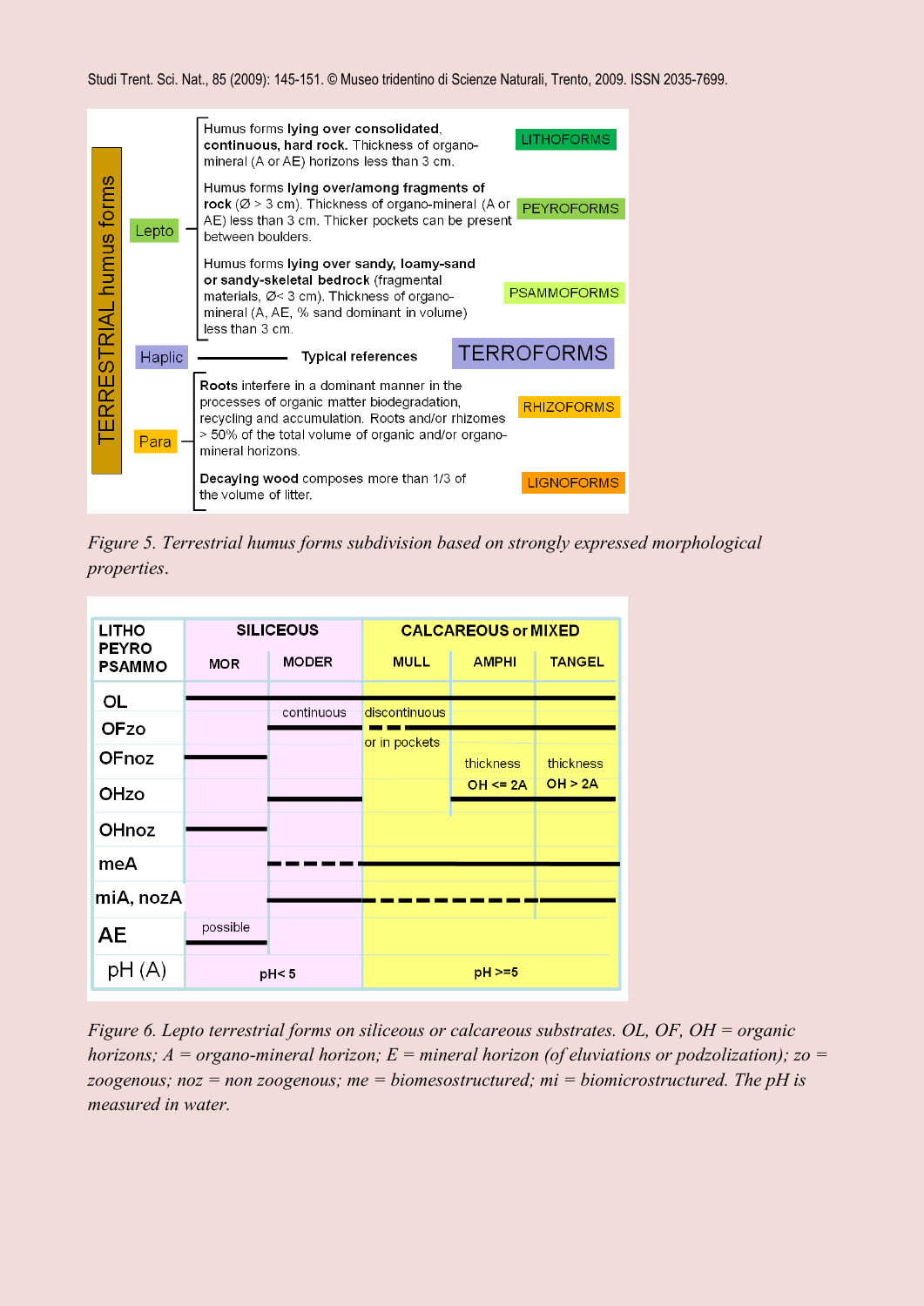Humus forms **lying over consolidated, continuous, hard rock.** Thickness of organo-mineral (A or AE) horizons less than 3 cm. — LITHOFORMS

Humus forms **lying over/among fragments of rock** (Ø > 3 cm). Thickness of organo-mineral (A or AE) less than 3 cm. Thicker pockets can be present between boulders. — PEYROFORMS

Humus forms **lying over sandy, loamy-sand or sandy-skeletal bedrock** (fragmental materials, Ø< 3 cm). Thickness of organo-mineral (A, AE, % sand dominant in volume) less than 3 cm. — PSAMMOFORMS

TERRESTRIAL humus forms: Lepto (LITHOFORMS, PEYROFORMS, PSAMMOFORMS); Haplic — Typical references — TERROFORMS; Para (RHIZOFORMS, LIGNOFORMS)

**Roots** interfere in a dominant manner in the processes of organic matter biodegradation, recycling and accumulation. Roots and/or rhizomes > 50% of the total volume of organic and/or organo-mineral horizons. — RHIZOFORMS

**Decaying wood** composes more than 1/3 of the volume of litter. — LIGNOFORMS

*Figure 5. Terrestrial humus forms subdivision based on strongly expressed morphological properties.*

| LITHO PEYRO PSAMMO | SILICEOUS | | CALCAREOUS or MIXED | | |
|---|---|---|---|---|---|
| | MOR | MODER | MULL | AMPHI | TANGEL |
| OL | present | present | present | present | present |
| OFzo | | continuous | discontinuous or in pockets | present | present |
| OFnoz | present | | | | |
| OHzo | | present | | thickness OH <= 2A | thickness OH > 2A |
| OHnoz | present | | | | |
| meA | | discontinuous | present | present | present |
| miA, nozA | | present | discontinuous | discontinuous | present |
| AE | possible | | | | |
| pH (A) | pH< 5 | | pH >=5 | | |

*Figure 6. Lepto terrestrial forms on siliceous or calcareous substrates. OL, OF, OH = organic horizons; A = organo-mineral horizon; E = mineral horizon (of eluviations or podzolization); zo = zoogenous; noz = non zoogenous; me = biomesostructured; mi = biomicrostructured. The pH is measured in water.*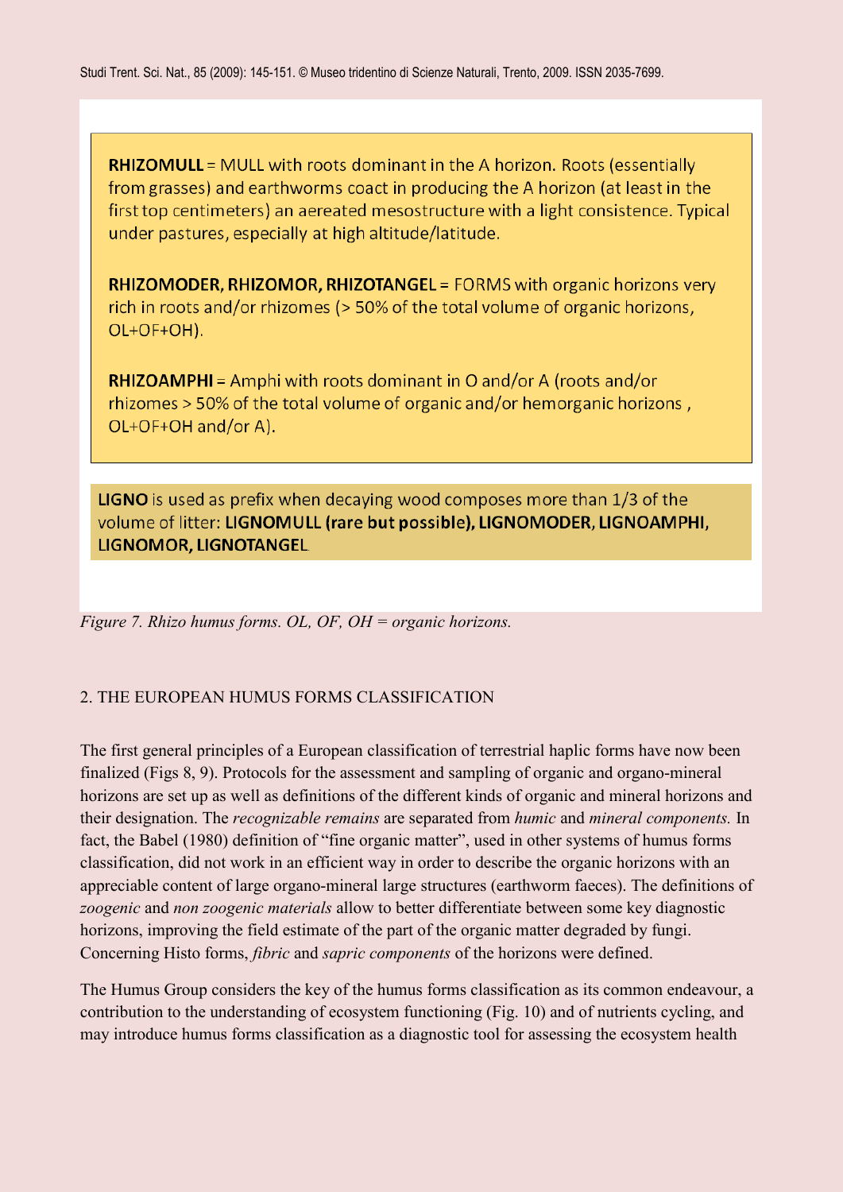**RHIZOMULL** = MULL with roots dominant in the A horizon. Roots (essentially from grasses) and earthworms coact in producing the A horizon (at least in the first top centimeters) an aereated mesostructure with a light consistence. Typical under pastures, especially at high altitude/latitude.

**RHIZOMODER, RHIZOMOR, RHIZOTANGEL** = FORMS with organic horizons very rich in roots and/or rhizomes (> 50% of the total volume of organic horizons, OL+OF+OH).

**RHIZOAMPHI** = Amphi with roots dominant in O and/or A (roots and/or rhizomes > 50% of the total volume of organic and/or hemorganic horizons , OL+OF+OH and/or A).

**LIGNO** is used as prefix when decaying wood composes more than 1/3 of the volume of litter: **LIGNOMULL (rare but possible), LIGNOMODER, LIGNOAMPHI, LIGNOMOR, LIGNOTANGEL**.

*Figure 7. Rhizo humus forms. OL, OF, OH = organic horizons.*

## 2. THE EUROPEAN HUMUS FORMS CLASSIFICATION

The first general principles of a European classification of terrestrial haplic forms have now been finalized (Figs 8, 9). Protocols for the assessment and sampling of organic and organo-mineral horizons are set up as well as definitions of the different kinds of organic and mineral horizons and their designation. The *recognizable remains* are separated from *humic* and *mineral components.* In fact, the Babel (1980) definition of "fine organic matter", used in other systems of humus forms classification, did not work in an efficient way in order to describe the organic horizons with an appreciable content of large organo-mineral large structures (earthworm faeces). The definitions of *zoogenic* and *non zoogenic materials* allow to better differentiate between some key diagnostic horizons, improving the field estimate of the part of the organic matter degraded by fungi. Concerning Histo forms, *fibric* and *sapric components* of the horizons were defined.

The Humus Group considers the key of the humus forms classification as its common endeavour, a contribution to the understanding of ecosystem functioning (Fig. 10) and of nutrients cycling, and may introduce humus forms classification as a diagnostic tool for assessing the ecosystem health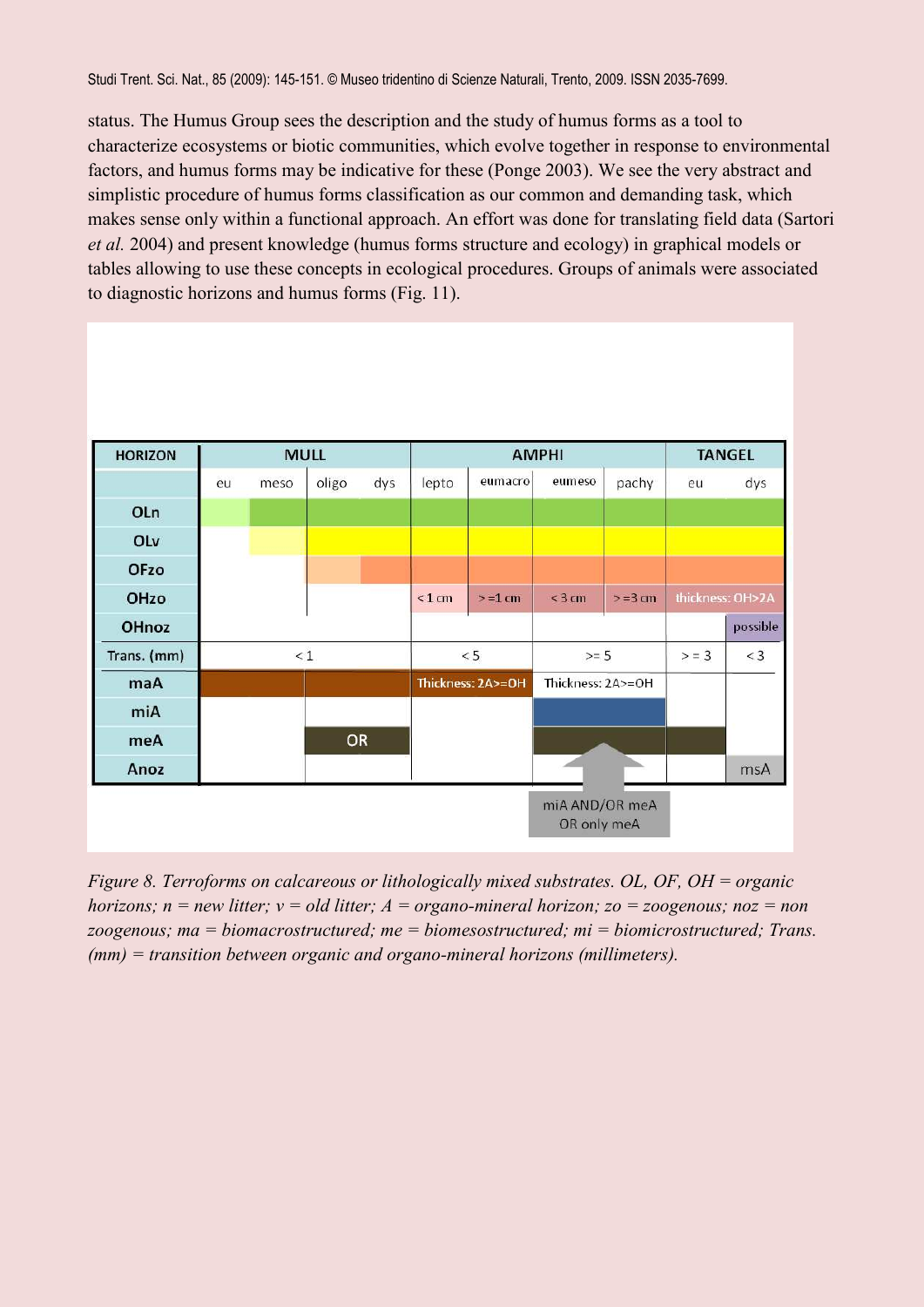status. The Humus Group sees the description and the study of humus forms as a tool to characterize ecosystems or biotic communities, which evolve together in response to environmental factors, and humus forms may be indicative for these (Ponge 2003). We see the very abstract and simplistic procedure of humus forms classification as our common and demanding task, which makes sense only within a functional approach. An effort was done for translating field data (Sartori *et al.* 2004) and present knowledge (humus forms structure and ecology) in graphical models or tables allowing to use these concepts in ecological procedures. Groups of animals were associated to diagnostic horizons and humus forms (Fig. 11).

| HORIZON | MULL | | | | AMPHI | | | | TANGEL | |
|---|---|---|---|---|---|---|---|---|---|---|
| | eu | meso | oligo | dys | lepto | eumacro | eumeso | pachy | eu | dys |
| OLn | | | | | | | | | | |
| OLv | | | | | | | | | | |
| OFzo | | | | | | | | | | |
| OHzo | | | | | < 1 cm | >=1 cm | < 3 cm | >=3 cm | thickness: OH>2A | |
| OHnoz | | | | | | | | | | possible |
| Trans. (mm) | < 1 | | | | < 5 | | >= 5 | | >= 3 | < 3 |
| maA | | | | | Thickness: 2A>=OH | | Thickness: 2A>=OH | | | |
| miA | | | | | | | | | | |
| meA | | | OR | | | | | | | |
| Anoz | | | | | | | | | | msA |

miA AND/OR meA OR only meA

*Figure 8. Terroforms on calcareous or lithologically mixed substrates. OL, OF, OH = organic horizons; n = new litter; v = old litter; A = organo-mineral horizon; zo = zoogenous; noz = non zoogenous; ma = biomacrostructured; me = biomesostructured; mi = biomicrostructured; Trans. (mm) = transition between organic and organo-mineral horizons (millimeters).*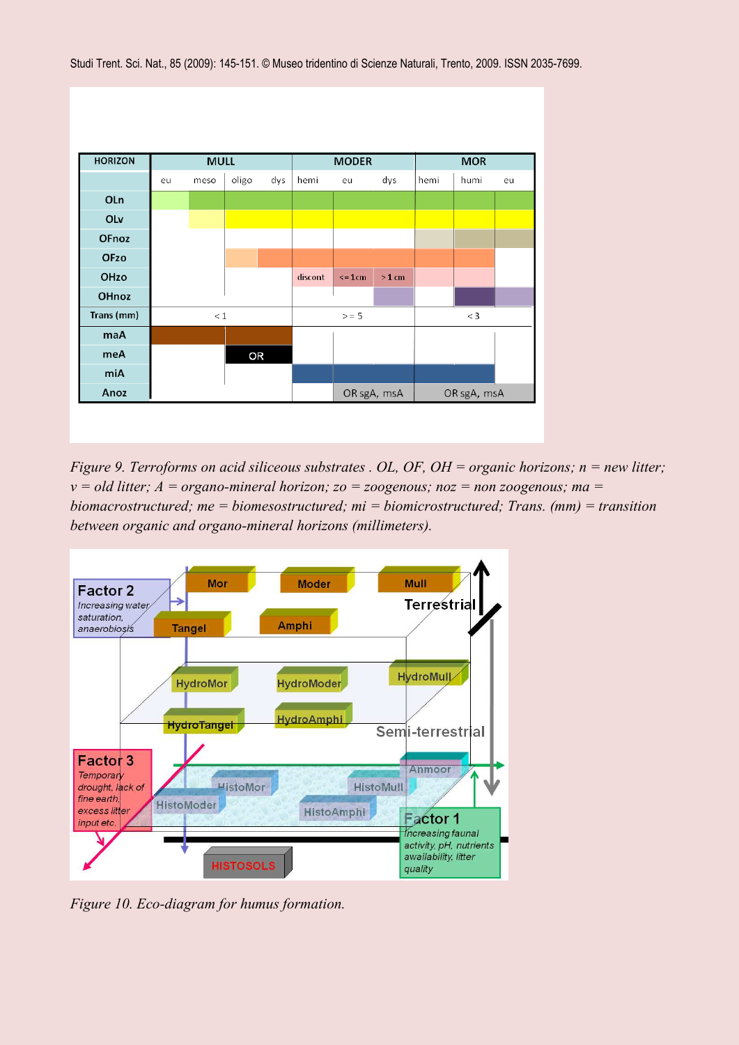| HORIZON | MULL | | | | MODER | | | MOR | | |
|---|---|---|---|---|---|---|---|---|---|---|
| | eu | meso | oligo | dys | hemi | eu | dys | hemi | humi | eu |
| OLn | | | | | | | | | | |
| OLv | | | | | | | | | | |
| OFnoz | | | | | | | | | | |
| OFzo | | | | | | | | | | |
| OHzo | | | | | discont | <= 1 cm | > 1 cm | | | |
| OHnoz | | | | | | | | | | |
| Trans (mm) | < 1 | | | | > = 5 | | | < 3 | | |
| maA | | | | | | | | | | |
| meA | | | OR | | | | | | | |
| miA | | | | | | | | | | |
| Anoz | | | | | | OR sgA, msA | | OR sgA, msA | | |

*Figure 9. Terroforms on acid siliceous substrates . OL, OF, OH = organic horizons; n = new litter; v = old litter; A = organo-mineral horizon; zo = zoogenous; noz = non zoogenous; ma = biomacrostructured; me = biomesostructured; mi = biomicrostructured; Trans. (mm) = transition between organic and organo-mineral horizons (millimeters).*

*Figure 10. Eco-diagram for humus formation.*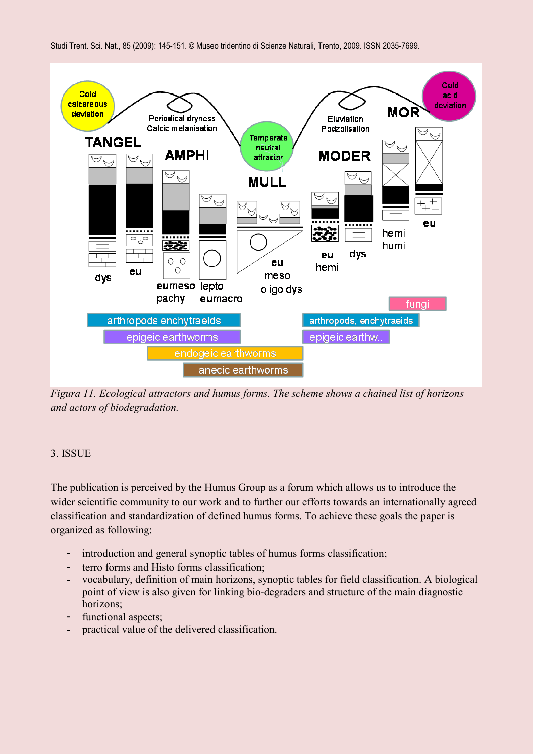*Figura 11. Ecological attractors and humus forms. The scheme shows a chained list of horizons and actors of biodegradation.*

## 3. ISSUE

The publication is perceived by the Humus Group as a forum which allows us to introduce the wider scientific community to our work and to further our efforts towards an internationally agreed classification and standardization of defined humus forms. To achieve these goals the paper is organized as following:

- introduction and general synoptic tables of humus forms classification;
- terro forms and Histo forms classification;
- vocabulary, definition of main horizons, synoptic tables for field classification. A biological point of view is also given for linking bio-degraders and structure of the main diagnostic horizons;
- functional aspects;
- practical value of the delivered classification.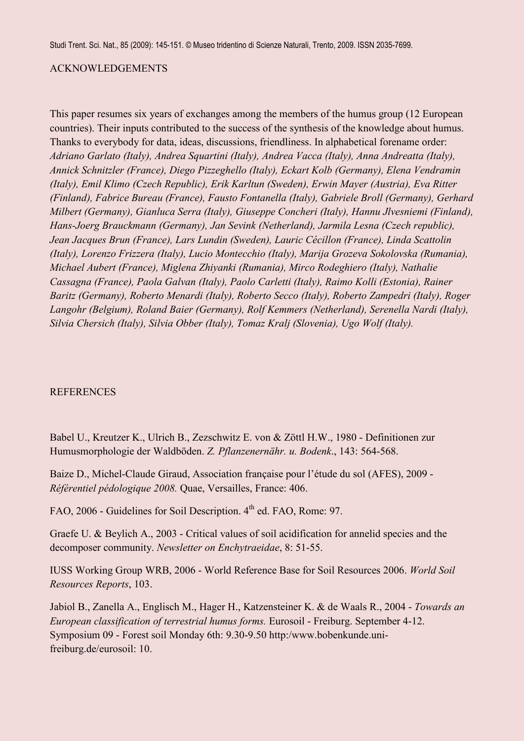## ACKNOWLEDGEMENTS

This paper resumes six years of exchanges among the members of the humus group (12 European countries). Their inputs contributed to the success of the synthesis of the knowledge about humus. Thanks to everybody for data, ideas, discussions, friendliness. In alphabetical forename order: *Adriano Garlato (Italy), Andrea Squartini (Italy), Andrea Vacca (Italy), Anna Andreatta (Italy), Annick Schnitzler (France), Diego Pizzeghello (Italy), Eckart Kolb (Germany), Elena Vendramin (Italy), Emil Klimo (Czech Republic), Erik Karltun (Sweden), Erwin Mayer (Austria), Eva Ritter (Finland), Fabrice Bureau (France), Fausto Fontanella (Italy), Gabriele Broll (Germany), Gerhard Milbert (Germany), Gianluca Serra (Italy), Giuseppe Concheri (Italy), Hannu Jlvesniemi (Finland), Hans-Joerg Brauckmann (Germany), Jan Sevink (Netherland), Jarmila Lesna (Czech republic), Jean Jacques Brun (France), Lars Lundin (Sweden), Lauric Cécillon (France), Linda Scattolin (Italy), Lorenzo Frizzera (Italy), Lucio Montecchio (Italy), Marija Grozeva Sokolovska (Rumania), Michael Aubert (France), Miglena Zhiyanki (Rumania), Mirco Rodeghiero (Italy), Nathalie Cassagna (France), Paola Galvan (Italy), Paolo Carletti (Italy), Raimo Kolli (Estonia), Rainer Baritz (Germany), Roberto Menardi (Italy), Roberto Secco (Italy), Roberto Zampedri (Italy), Roger Langohr (Belgium), Roland Baier (Germany), Rolf Kemmers (Netherland), Serenella Nardi (Italy), Silvia Chersich (Italy), Silvia Obber (Italy), Tomaz Kralj (Slovenia), Ugo Wolf (Italy).*

## REFERENCES

Babel U., Kreutzer K., Ulrich B., Zezschwitz E. von & Zöttl H.W., 1980 - Definitionen zur Humusmorphologie der Waldböden. *Z. Pflanzenernähr. u. Bodenk*., 143: 564-568.

Baize D., Michel-Claude Giraud, Association française pour l'étude du sol (AFES), 2009 - *Référentiel pédologique 2008.* Quae, Versailles, France: 406.

FAO, 2006 - Guidelines for Soil Description. 4th ed. FAO, Rome: 97.

Graefe U. & Beylich A., 2003 - Critical values of soil acidification for annelid species and the decomposer community. *Newsletter on Enchytraeidae*, 8: 51-55.

IUSS Working Group WRB, 2006 - World Reference Base for Soil Resources 2006. *World Soil Resources Reports*, 103.

Jabiol B., Zanella A., Englisch M., Hager H., Katzensteiner K. & de Waals R., 2004 - *Towards an European classification of terrestrial humus forms.* Eurosoil - Freiburg. September 4-12. Symposium 09 - Forest soil Monday 6th: 9.30-9.50 http:/www.bobenkunde.uni-freiburg.de/eurosoil: 10.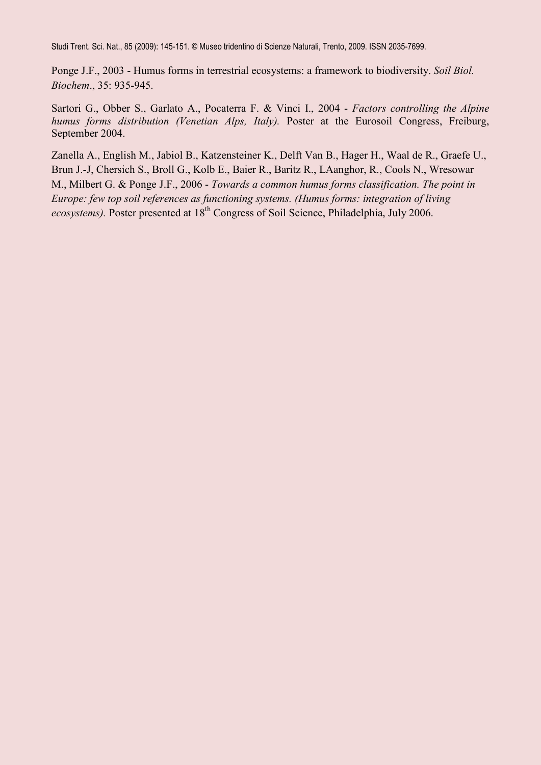Ponge J.F., 2003 - Humus forms in terrestrial ecosystems: a framework to biodiversity. *Soil Biol. Biochem*., 35: 935-945.

Sartori G., Obber S., Garlato A., Pocaterra F. & Vinci I., 2004 - *Factors controlling the Alpine humus forms distribution (Venetian Alps, Italy).* Poster at the Eurosoil Congress, Freiburg, September 2004.

Zanella A., English M., Jabiol B., Katzensteiner K., Delft Van B., Hager H., Waal de R., Graefe U., Brun J.-J, Chersich S., Broll G., Kolb E., Baier R., Baritz R., LAanghor, R., Cools N., Wresowar M., Milbert G. & Ponge J.F., 2006 - *Towards a common humus forms classification. The point in Europe: few top soil references as functioning systems. (Humus forms: integration of living ecosystems).* Poster presented at 18th Congress of Soil Science, Philadelphia, July 2006.